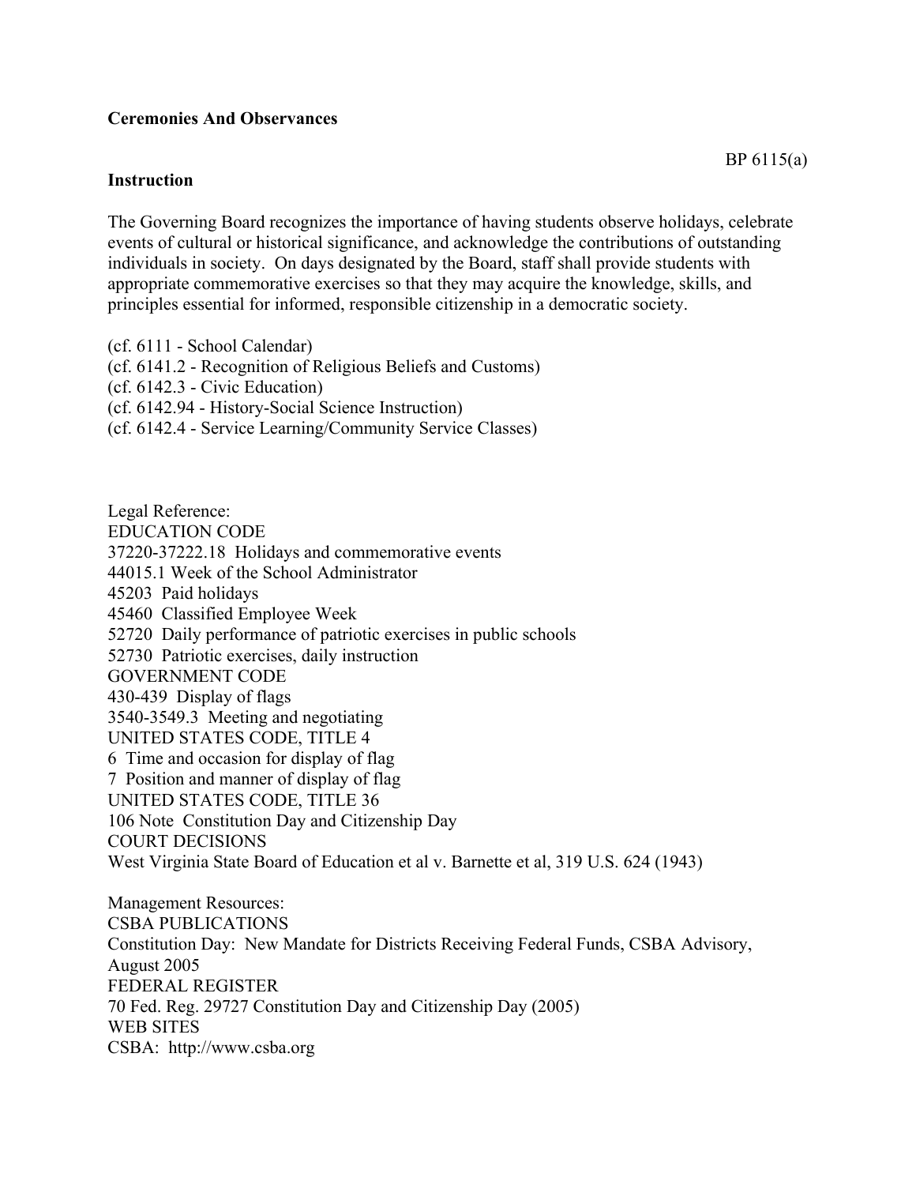**Ceremonies And Observances**

BP 6115(a)

**Instruction**

The Governing Board recognizes the importance of having students observe holidays, celebrate events of cultural or historical significance, and acknowledge the contributions of outstanding individuals in society. On days designated by the Board, staff shall provide students with appropriate commemorative exercises so that they may acquire the knowledge, skills, and principles essential for informed, responsible citizenship in a democratic society.

(cf. 6111 - School Calendar)
(cf. 6141.2 - Recognition of Religious Beliefs and Customs)
(cf. 6142.3 - Civic Education)
(cf. 6142.94 - History-Social Science Instruction)
(cf. 6142.4 - Service Learning/Community Service Classes)

Legal Reference:
EDUCATION CODE
37220-37222.18 Holidays and commemorative events
44015.1 Week of the School Administrator
45203 Paid holidays
45460 Classified Employee Week
52720 Daily performance of patriotic exercises in public schools
52730 Patriotic exercises, daily instruction
GOVERNMENT CODE
430-439 Display of flags
3540-3549.3 Meeting and negotiating
UNITED STATES CODE, TITLE 4
6 Time and occasion for display of flag
7 Position and manner of display of flag
UNITED STATES CODE, TITLE 36
106 Note Constitution Day and Citizenship Day
COURT DECISIONS
West Virginia State Board of Education et al v. Barnette et al, 319 U.S. 624 (1943)

Management Resources:
CSBA PUBLICATIONS
Constitution Day: New Mandate for Districts Receiving Federal Funds, CSBA Advisory, August 2005
FEDERAL REGISTER
70 Fed. Reg. 29727 Constitution Day and Citizenship Day (2005)
WEB SITES
CSBA: http://www.csba.org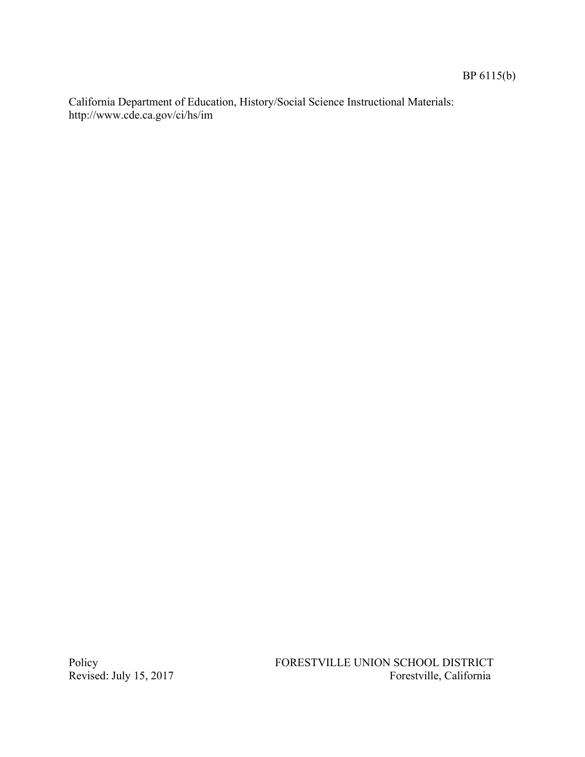California Department of Education, History/Social Science Instructional Materials:
http://www.cde.ca.gov/ci/hs/im

Policy
Revised: July 15, 2017

FORESTVILLE UNION SCHOOL DISTRICT
Forestville, California